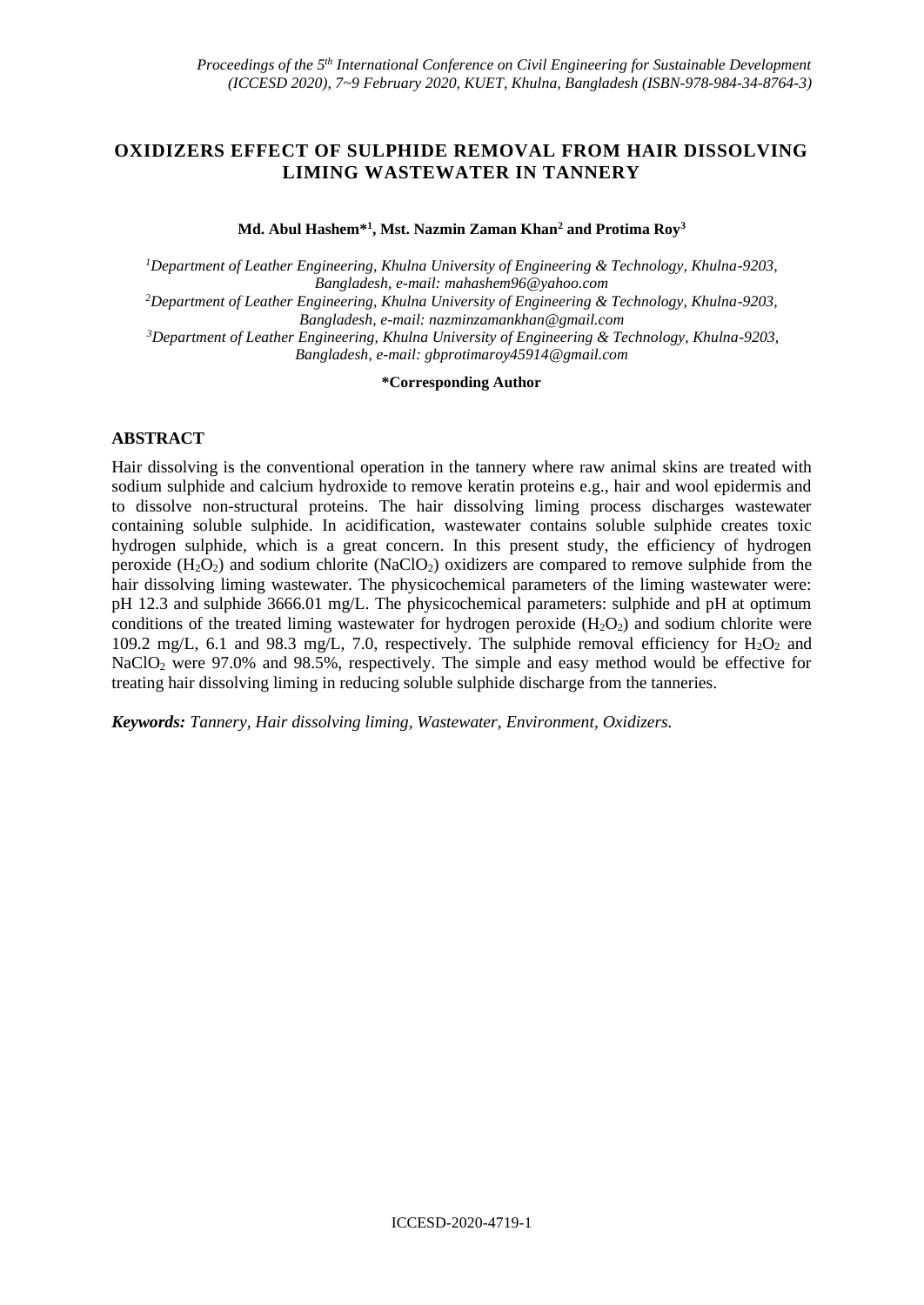# OXIDIZERS EFFECT OF SULPHIDE REMOVAL FROM HAIR DISSOLVING LIMING WASTEWATER IN TANNERY

**Md. Abul Hashem*[1], Mst. Nazmin Zaman Khan[2] and Protima Roy[3]**

[1]*Department of Leather Engineering, Khulna University of Engineering & Technology, Khulna-9203, Bangladesh, e-mail: mahashem96@yahoo.com*
[2]*Department of Leather Engineering, Khulna University of Engineering & Technology, Khulna-9203, Bangladesh, e-mail: nazminzamankhan@gmail.com*
[3]*Department of Leather Engineering, Khulna University of Engineering & Technology, Khulna-9203, Bangladesh, e-mail: gbprotimaroy45914@gmail.com*

**\*Corresponding Author**

## ABSTRACT

Hair dissolving is the conventional operation in the tannery where raw animal skins are treated with sodium sulphide and calcium hydroxide to remove keratin proteins e.g., hair and wool epidermis and to dissolve non-structural proteins. The hair dissolving liming process discharges wastewater containing soluble sulphide. In acidification, wastewater contains soluble sulphide creates toxic hydrogen sulphide, which is a great concern. In this present study, the efficiency of hydrogen peroxide ($H_2O_2$) and sodium chlorite ($NaClO_2$) oxidizers are compared to remove sulphide from the hair dissolving liming wastewater. The physicochemical parameters of the liming wastewater were: pH 12.3 and sulphide 3666.01 mg/L. The physicochemical parameters: sulphide and pH at optimum conditions of the treated liming wastewater for hydrogen peroxide ($H_2O_2$) and sodium chlorite were 109.2 mg/L, 6.1 and 98.3 mg/L, 7.0, respectively. The sulphide removal efficiency for $H_2O_2$ and $NaClO_2$ were 97.0% and 98.5%, respectively. The simple and easy method would be effective for treating hair dissolving liming in reducing soluble sulphide discharge from the tanneries.

***Keywords:*** *Tannery, Hair dissolving liming, Wastewater, Environment, Oxidizers.*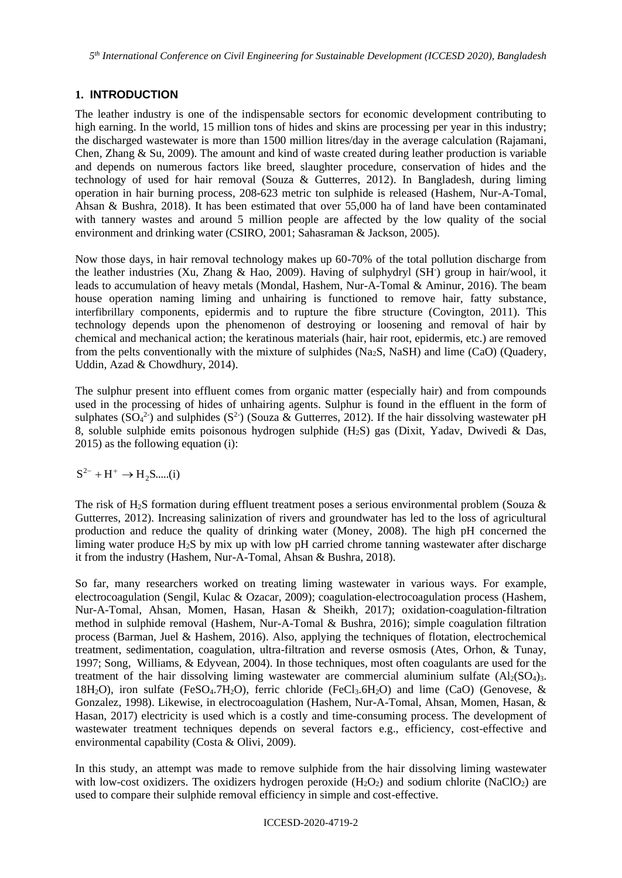## 1. INTRODUCTION

The leather industry is one of the indispensable sectors for economic development contributing to high earning. In the world, 15 million tons of hides and skins are processing per year in this industry; the discharged wastewater is more than 1500 million litres/day in the average calculation (Rajamani, Chen, Zhang & Su, 2009). The amount and kind of waste created during leather production is variable and depends on numerous factors like breed, slaughter procedure, conservation of hides and the technology of used for hair removal (Souza & Gutterres, 2012). In Bangladesh, during liming operation in hair burning process, 208-623 metric ton sulphide is released (Hashem, Nur-A-Tomal, Ahsan & Bushra, 2018). It has been estimated that over 55,000 ha of land have been contaminated with tannery wastes and around 5 million people are affected by the low quality of the social environment and drinking water (CSIRO, 2001; Sahasraman & Jackson, 2005).

Now those days, in hair removal technology makes up 60-70% of the total pollution discharge from the leather industries (Xu, Zhang & Hao, 2009). Having of sulphydryl ($SH^-$) group in hair/wool, it leads to accumulation of heavy metals (Mondal, Hashem, Nur-A-Tomal & Aminur, 2016). The beam house operation naming liming and unhairing is functioned to remove hair, fatty substance, interfibrillary components, epidermis and to rupture the fibre structure (Covington, 2011). This technology depends upon the phenomenon of destroying or loosening and removal of hair by chemical and mechanical action; the keratinous materials (hair, hair root, epidermis, etc.) are removed from the pelts conventionally with the mixture of sulphides ($Na_2S$, $NaSH$) and lime ($CaO$) (Quadery, Uddin, Azad & Chowdhury, 2014).

The sulphur present into effluent comes from organic matter (especially hair) and from compounds used in the processing of hides of unhairing agents. Sulphur is found in the effluent in the form of sulphates ($SO_4^{2-}$) and sulphides ($S^{2-}$) (Souza & Gutterres, 2012). If the hair dissolving wastewater pH 8, soluble sulphide emits poisonous hydrogen sulphide ($H_2S$) gas (Dixit, Yadav, Dwivedi & Das, 2015) as the following equation (i):

$$S^{2-} + H^+ \rightarrow H_2S.....(i)$$

The risk of $H_2S$ formation during effluent treatment poses a serious environmental problem (Souza & Gutterres, 2012). Increasing salinization of rivers and groundwater has led to the loss of agricultural production and reduce the quality of drinking water (Money, 2008). The high pH concerned the liming water produce $H_2S$ by mix up with low pH carried chrome tanning wastewater after discharge it from the industry (Hashem, Nur-A-Tomal, Ahsan & Bushra, 2018).

So far, many researchers worked on treating liming wastewater in various ways. For example, electrocoagulation (Sengil, Kulac & Ozacar, 2009); coagulation-electrocoagulation process (Hashem, Nur-A-Tomal, Ahsan, Momen, Hasan, Hasan & Sheikh, 2017); oxidation-coagulation-filtration method in sulphide removal (Hashem, Nur-A-Tomal & Bushra, 2016); simple coagulation filtration process (Barman, Juel & Hashem, 2016). Also, applying the techniques of flotation, electrochemical treatment, sedimentation, coagulation, ultra-filtration and reverse osmosis (Ates, Orhon, & Tunay, 1997; Song, Williams, & Edyvean, 2004). In those techniques, most often coagulants are used for the treatment of the hair dissolving liming wastewater are commercial aluminium sulfate ($Al_2(SO_4)_3 \cdot 18H_2O$), iron sulfate ($FeSO_4 \cdot 7H_2O$), ferric chloride ($FeCl_3 \cdot 6H_2O$) and lime ($CaO$) (Genovese, & Gonzalez, 1998). Likewise, in electrocoagulation (Hashem, Nur-A-Tomal, Ahsan, Momen, Hasan, & Hasan, 2017) electricity is used which is a costly and time-consuming process. The development of wastewater treatment techniques depends on several factors e.g., efficiency, cost-effective and environmental capability (Costa & Olivi, 2009).

In this study, an attempt was made to remove sulphide from the hair dissolving liming wastewater with low-cost oxidizers. The oxidizers hydrogen peroxide ($H_2O_2$) and sodium chlorite ($NaClO_2$) are used to compare their sulphide removal efficiency in simple and cost-effective.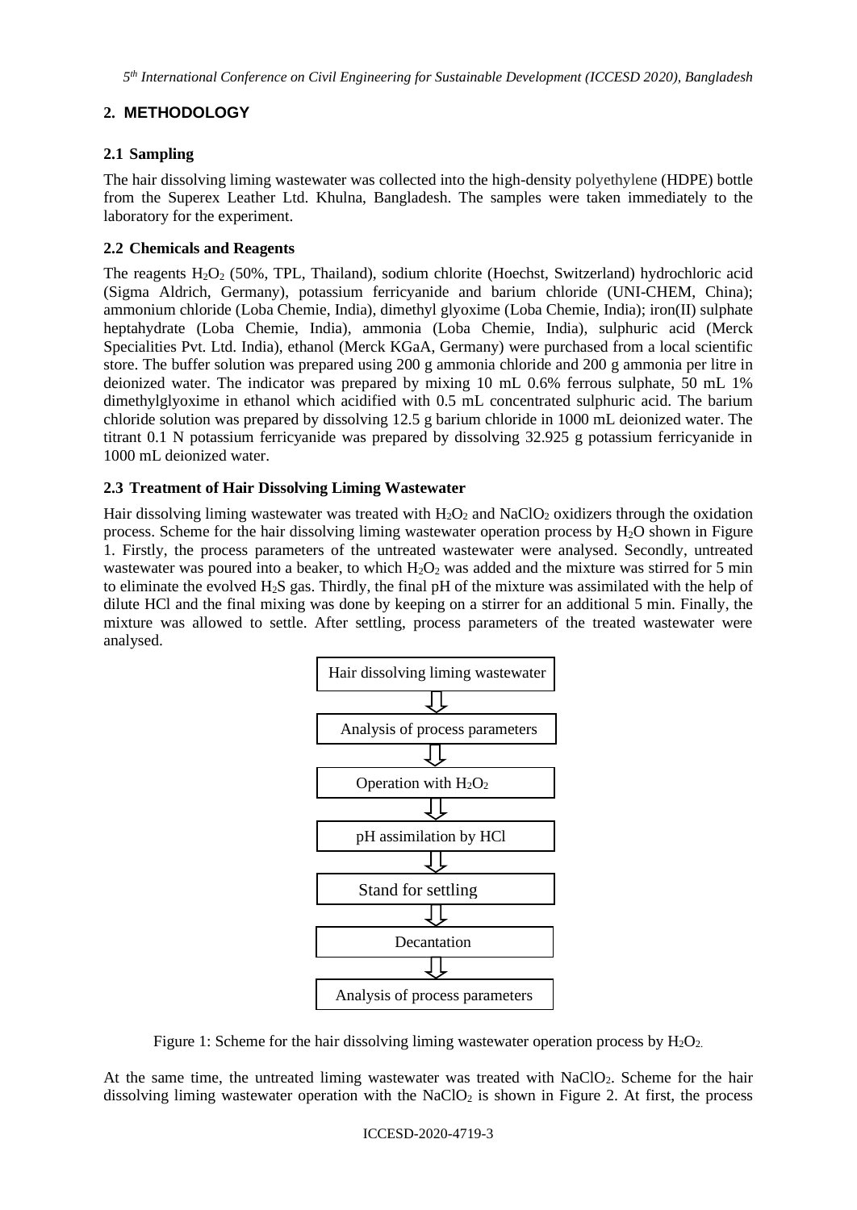## 2. METHODOLOGY

### 2.1 Sampling

The hair dissolving liming wastewater was collected into the high-density polyethylene (HDPE) bottle from the Superex Leather Ltd. Khulna, Bangladesh. The samples were taken immediately to the laboratory for the experiment.

### 2.2 Chemicals and Reagents

The reagents $H_2O_2$ (50%, TPL, Thailand), sodium chlorite (Hoechst, Switzerland) hydrochloric acid (Sigma Aldrich, Germany), potassium ferricyanide and barium chloride (UNI-CHEM, China); ammonium chloride (Loba Chemie, India), dimethyl glyoxime (Loba Chemie, India); iron(II) sulphate heptahydrate (Loba Chemie, India), ammonia (Loba Chemie, India), sulphuric acid (Merck Specialities Pvt. Ltd. India), ethanol (Merck KGaA, Germany) were purchased from a local scientific store. The buffer solution was prepared using 200 g ammonia chloride and 200 g ammonia per litre in deionized water. The indicator was prepared by mixing 10 mL 0.6% ferrous sulphate, 50 mL 1% dimethylglyoxime in ethanol which acidified with 0.5 mL concentrated sulphuric acid. The barium chloride solution was prepared by dissolving 12.5 g barium chloride in 1000 mL deionized water. The titrant 0.1 N potassium ferricyanide was prepared by dissolving 32.925 g potassium ferricyanide in 1000 mL deionized water.

### 2.3 Treatment of Hair Dissolving Liming Wastewater

Hair dissolving liming wastewater was treated with $H_2O_2$ and $NaClO_2$ oxidizers through the oxidation process. Scheme for the hair dissolving liming wastewater operation process by $H_2O$ shown in Figure 1. Firstly, the process parameters of the untreated wastewater were analysed. Secondly, untreated wastewater was poured into a beaker, to which $H_2O_2$ was added and the mixture was stirred for 5 min to eliminate the evolved $H_2S$ gas. Thirdly, the final pH of the mixture was assimilated with the help of dilute HCl and the final mixing was done by keeping on a stirrer for an additional 5 min. Finally, the mixture was allowed to settle. After settling, process parameters of the treated wastewater were analysed.

Hair dissolving liming wastewater
⇩
Analysis of process parameters
⇩
Operation with $H_2O_2$
⇩
pH assimilation by HCl
⇩
Stand for settling
⇩
Decantation
⇩
Analysis of process parameters

Figure 1: Scheme for the hair dissolving liming wastewater operation process by $H_2O_2$.

At the same time, the untreated liming wastewater was treated with $NaClO_2$. Scheme for the hair dissolving liming wastewater operation with the $NaClO_2$ is shown in Figure 2. At first, the process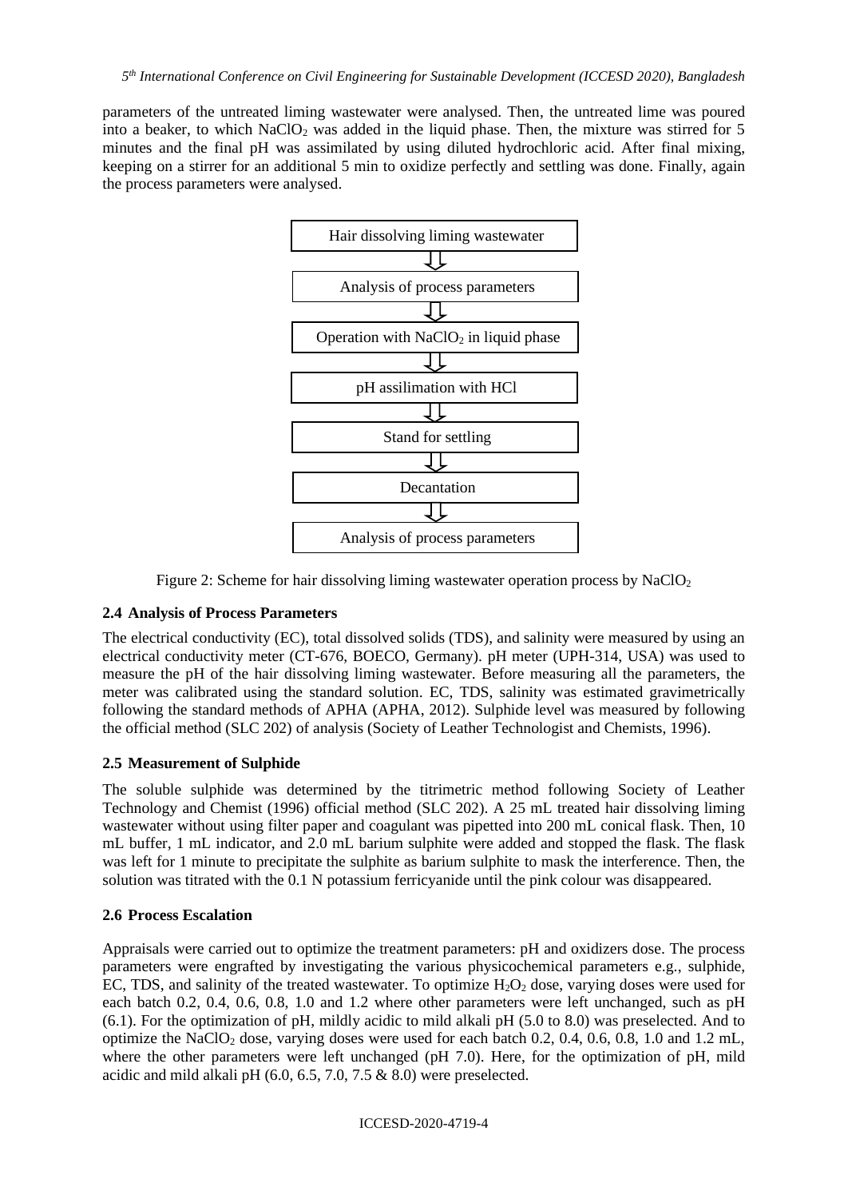parameters of the untreated liming wastewater were analysed. Then, the untreated lime was poured into a beaker, to which $NaClO_2$ was added in the liquid phase. Then, the mixture was stirred for 5 minutes and the final pH was assimilated by using diluted hydrochloric acid. After final mixing, keeping on a stirrer for an additional 5 min to oxidize perfectly and settling was done. Finally, again the process parameters were analysed.

Hair dissolving liming wastewater
⇩
Analysis of process parameters
⇩
Operation with $NaClO_2$ in liquid phase
⇩
pH assilimation with HCl
⇩
Stand for settling
⇩
Decantation
⇩
Analysis of process parameters

Figure 2: Scheme for hair dissolving liming wastewater operation process by $NaClO_2$

## 2.4 Analysis of Process Parameters

The electrical conductivity (EC), total dissolved solids (TDS), and salinity were measured by using an electrical conductivity meter (CT-676, BOECO, Germany). pH meter (UPH-314, USA) was used to measure the pH of the hair dissolving liming wastewater. Before measuring all the parameters, the meter was calibrated using the standard solution. EC, TDS, salinity was estimated gravimetrically following the standard methods of APHA (APHA, 2012). Sulphide level was measured by following the official method (SLC 202) of analysis (Society of Leather Technologist and Chemists, 1996).

## 2.5 Measurement of Sulphide

The soluble sulphide was determined by the titrimetric method following Society of Leather Technology and Chemist (1996) official method (SLC 202). A 25 mL treated hair dissolving liming wastewater without using filter paper and coagulant was pipetted into 200 mL conical flask. Then, 10 mL buffer, 1 mL indicator, and 2.0 mL barium sulphite were added and stopped the flask. The flask was left for 1 minute to precipitate the sulphite as barium sulphite to mask the interference. Then, the solution was titrated with the 0.1 N potassium ferricyanide until the pink colour was disappeared.

## 2.6 Process Escalation

Appraisals were carried out to optimize the treatment parameters: pH and oxidizers dose. The process parameters were engrafted by investigating the various physicochemical parameters e.g., sulphide, EC, TDS, and salinity of the treated wastewater. To optimize $H_2O_2$ dose, varying doses were used for each batch 0.2, 0.4, 0.6, 0.8, 1.0 and 1.2 where other parameters were left unchanged, such as pH (6.1). For the optimization of pH, mildly acidic to mild alkali pH (5.0 to 8.0) was preselected. And to optimize the $NaClO_2$ dose, varying doses were used for each batch 0.2, 0.4, 0.6, 0.8, 1.0 and 1.2 mL, where the other parameters were left unchanged (pH 7.0). Here, for the optimization of pH, mild acidic and mild alkali pH (6.0, 6.5, 7.0, 7.5 & 8.0) were preselected.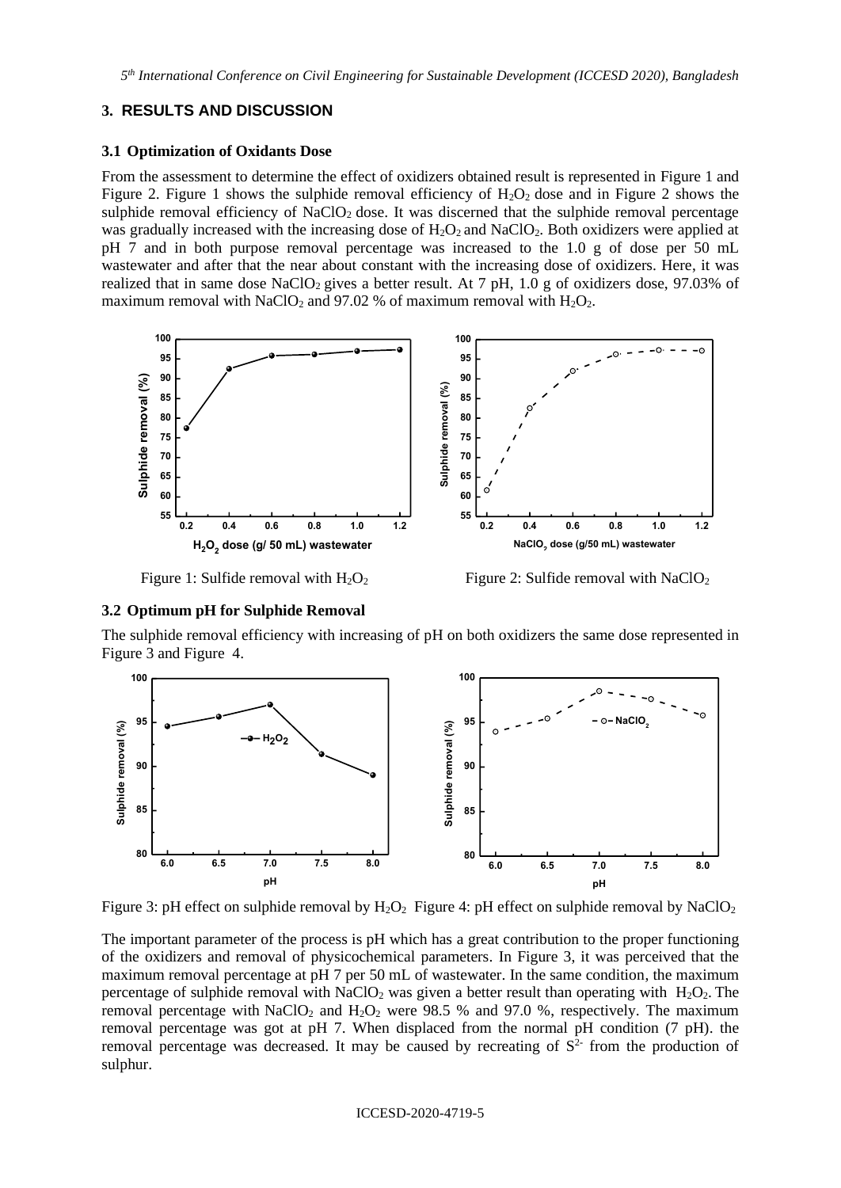## 3. RESULTS AND DISCUSSION

### 3.1 Optimization of Oxidants Dose

From the assessment to determine the effect of oxidizers obtained result is represented in Figure 1 and Figure 2. Figure 1 shows the sulphide removal efficiency of $H_2O_2$ dose and in Figure 2 shows the sulphide removal efficiency of $NaClO_2$ dose. It was discerned that the sulphide removal percentage was gradually increased with the increasing dose of $H_2O_2$ and $NaClO_2$. Both oxidizers were applied at pH 7 and in both purpose removal percentage was increased to the 1.0 g of dose per 50 mL wastewater and after that the near about constant with the increasing dose of oxidizers. Here, it was realized that in same dose $NaClO_2$ gives a better result. At 7 pH, 1.0 g of oxidizers dose, 97.03% of maximum removal with $NaClO_2$ and 97.02 % of maximum removal with $H_2O_2$.

Figure 1: Sulfide removal with $H_2O_2$

Figure 2: Sulfide removal with $NaClO_2$

### 3.2 Optimum pH for Sulphide Removal

The sulphide removal efficiency with increasing of pH on both oxidizers the same dose represented in Figure 3 and Figure 4.

Figure 3: pH effect on sulphide removal by $H_2O_2$

Figure 4: pH effect on sulphide removal by $NaClO_2$

The important parameter of the process is pH which has a great contribution to the proper functioning of the oxidizers and removal of physicochemical parameters. In Figure 3, it was perceived that the maximum removal percentage at pH 7 per 50 mL of wastewater. In the same condition, the maximum percentage of sulphide removal with $NaClO_2$ was given a better result than operating with $H_2O_2$. The removal percentage with $NaClO_2$ and $H_2O_2$ were 98.5 % and 97.0 %, respectively. The maximum removal percentage was got at pH 7. When displaced from the normal pH condition (7 pH). the removal percentage was decreased. It may be caused by recreating of $S^{2-}$ from the production of sulphur.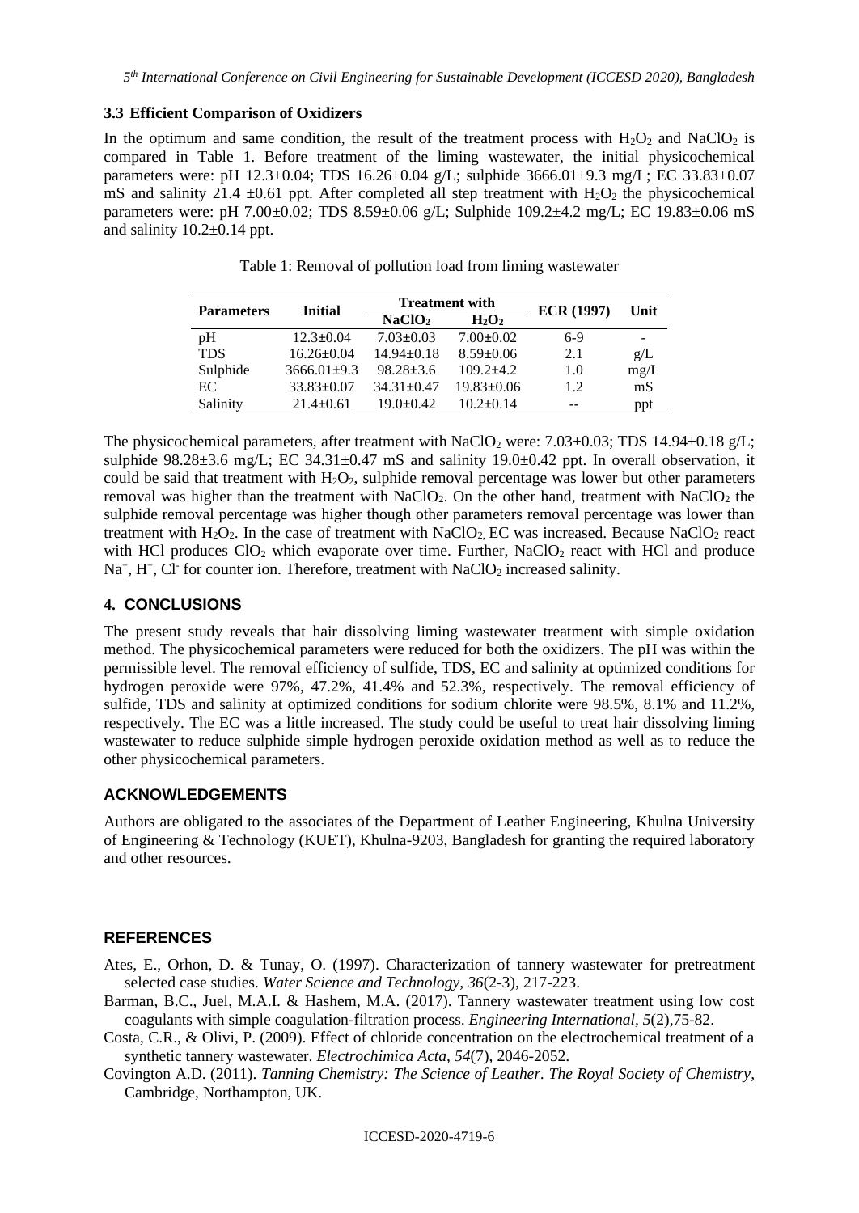### 3.3 Efficient Comparison of Oxidizers

In the optimum and same condition, the result of the treatment process with $H_2O_2$ and $NaClO_2$ is compared in Table 1. Before treatment of the liming wastewater, the initial physicochemical parameters were: pH 12.3±0.04; TDS 16.26±0.04 g/L; sulphide 3666.01±9.3 mg/L; EC 33.83±0.07 mS and salinity 21.4 ±0.61 ppt. After completed all step treatment with $H_2O_2$ the physicochemical parameters were: pH 7.00±0.02; TDS 8.59±0.06 g/L; Sulphide 109.2±4.2 mg/L; EC 19.83±0.06 mS and salinity 10.2±0.14 ppt.

Table 1: Removal of pollution load from liming wastewater

| Parameters | Initial | Treatment with | | ECR (1997) | Unit |
|---|---|---|---|---|---|
| | | $NaClO_2$ | $H_2O_2$ | | |
| pH | 12.3±0.04 | 7.03±0.03 | 7.00±0.02 | 6-9 | - |
| TDS | 16.26±0.04 | 14.94±0.18 | 8.59±0.06 | 2.1 | g/L |
| Sulphide | 3666.01±9.3 | 98.28±3.6 | 109.2±4.2 | 1.0 | mg/L |
| EC | 33.83±0.07 | 34.31±0.47 | 19.83±0.06 | 1.2 | mS |
| Salinity | 21.4±0.61 | 19.0±0.42 | 10.2±0.14 | -- | ppt |

The physicochemical parameters, after treatment with $NaClO_2$ were: 7.03±0.03; TDS 14.94±0.18 g/L; sulphide 98.28±3.6 mg/L; EC 34.31±0.47 mS and salinity 19.0±0.42 ppt. In overall observation, it could be said that treatment with $H_2O_2$, sulphide removal percentage was lower but other parameters removal was higher than the treatment with $NaClO_2$. On the other hand, treatment with $NaClO_2$ the sulphide removal percentage was higher though other parameters removal percentage was lower than treatment with $H_2O_2$. In the case of treatment with $NaClO_2$, EC was increased. Because $NaClO_2$ react with HCl produces $ClO_2$ which evaporate over time. Further, $NaClO_2$ react with HCl and produce $Na^+$, $H^+$, $Cl^-$ for counter ion. Therefore, treatment with $NaClO_2$ increased salinity.

## 4. CONCLUSIONS

The present study reveals that hair dissolving liming wastewater treatment with simple oxidation method. The physicochemical parameters were reduced for both the oxidizers. The pH was within the permissible level. The removal efficiency of sulfide, TDS, EC and salinity at optimized conditions for hydrogen peroxide were 97%, 47.2%, 41.4% and 52.3%, respectively. The removal efficiency of sulfide, TDS and salinity at optimized conditions for sodium chlorite were 98.5%, 8.1% and 11.2%, respectively. The EC was a little increased. The study could be useful to treat hair dissolving liming wastewater to reduce sulphide simple hydrogen peroxide oxidation method as well as to reduce the other physicochemical parameters.

## ACKNOWLEDGEMENTS

Authors are obligated to the associates of the Department of Leather Engineering, Khulna University of Engineering & Technology (KUET), Khulna-9203, Bangladesh for granting the required laboratory and other resources.

## REFERENCES

Ates, E., Orhon, D. & Tunay, O. (1997). Characterization of tannery wastewater for pretreatment selected case studies. *Water Science and Technology, 36*(2-3), 217-223.

Barman, B.C., Juel, M.A.I. & Hashem, M.A. (2017). Tannery wastewater treatment using low cost coagulants with simple coagulation-filtration process. *Engineering International, 5*(2),75-82.

Costa, C.R., & Olivi, P. (2009). Effect of chloride concentration on the electrochemical treatment of a synthetic tannery wastewater. *Electrochimica Acta, 54*(7), 2046-2052.

Covington A.D. (2011). *Tanning Chemistry: The Science of Leather. The Royal Society of Chemistry*, Cambridge, Northampton, UK.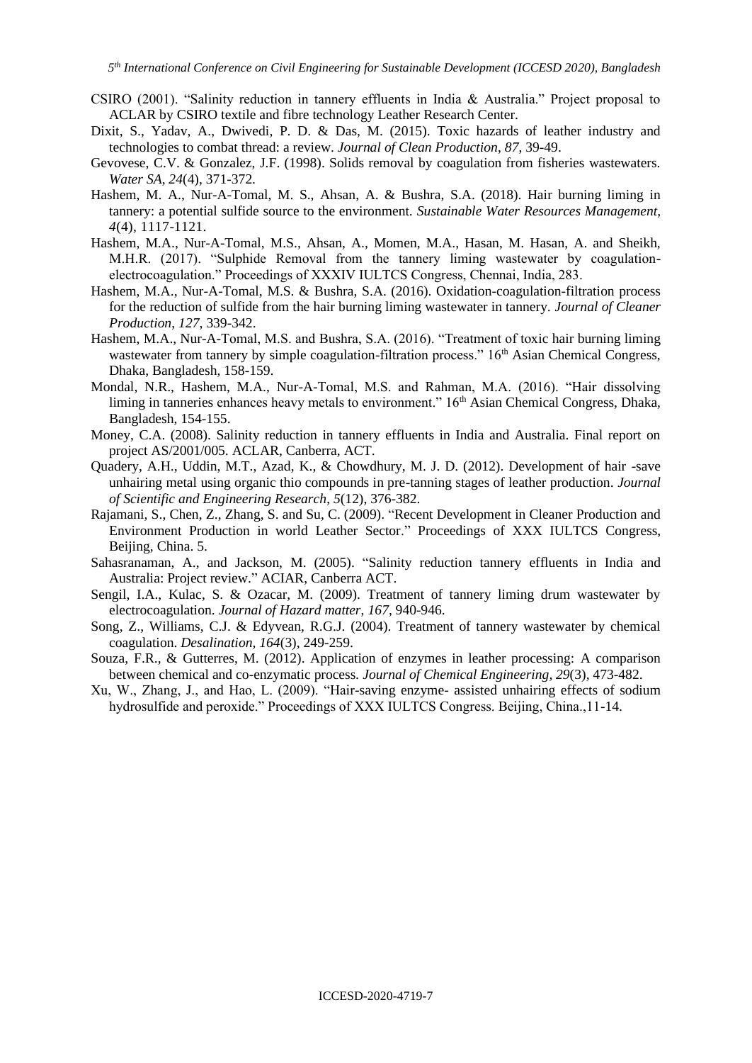CSIRO (2001). "Salinity reduction in tannery effluents in India & Australia." Project proposal to ACLAR by CSIRO textile and fibre technology Leather Research Center.

Dixit, S., Yadav, A., Dwivedi, P. D. & Das, M. (2015). Toxic hazards of leather industry and technologies to combat thread: a review. *Journal of Clean Production*, *87*, 39-49.

Gevovese, C.V. & Gonzalez, J.F. (1998). Solids removal by coagulation from fisheries wastewaters. *Water SA*, *24*(4), 371-372.

Hashem, M. A., Nur-A-Tomal, M. S., Ahsan, A. & Bushra, S.A. (2018). Hair burning liming in tannery: a potential sulfide source to the environment. *Sustainable Water Resources Management, 4*(4), 1117-1121.

Hashem, M.A., Nur-A-Tomal, M.S., Ahsan, A., Momen, M.A., Hasan, M. Hasan, A. and Sheikh, M.H.R. (2017). "Sulphide Removal from the tannery liming wastewater by coagulation-electrocoagulation." Proceedings of XXXIV IULTCS Congress, Chennai, India, 283.

Hashem, M.A., Nur-A-Tomal, M.S. & Bushra, S.A. (2016). Oxidation-coagulation-filtration process for the reduction of sulfide from the hair burning liming wastewater in tannery. *Journal of Cleaner Production*, *127*, 339-342.

Hashem, M.A., Nur-A-Tomal, M.S. and Bushra, S.A. (2016). "Treatment of toxic hair burning liming wastewater from tannery by simple coagulation-filtration process." 16th Asian Chemical Congress, Dhaka, Bangladesh, 158-159.

Mondal, N.R., Hashem, M.A., Nur-A-Tomal, M.S. and Rahman, M.A. (2016). "Hair dissolving liming in tanneries enhances heavy metals to environment." 16th Asian Chemical Congress, Dhaka, Bangladesh, 154-155.

Money, C.A. (2008). Salinity reduction in tannery effluents in India and Australia. Final report on project AS/2001/005. ACLAR, Canberra, ACT.

Quadery, A.H., Uddin, M.T., Azad, K., & Chowdhury, M. J. D. (2012). Development of hair -save unhairing metal using organic thio compounds in pre-tanning stages of leather production. *Journal of Scientific and Engineering Research*, *5*(12), 376-382.

Rajamani, S., Chen, Z., Zhang, S. and Su, C. (2009). "Recent Development in Cleaner Production and Environment Production in world Leather Sector." Proceedings of XXX IULTCS Congress, Beijing, China. 5.

Sahasranaman, A., and Jackson, M. (2005). "Salinity reduction tannery effluents in India and Australia: Project review." ACIAR, Canberra ACT.

Sengil, I.A., Kulac, S. & Ozacar, M. (2009). Treatment of tannery liming drum wastewater by electrocoagulation. *Journal of Hazard matter, 167*, 940-946.

Song, Z., Williams, C.J. & Edyvean, R.G.J. (2004). Treatment of tannery wastewater by chemical coagulation. *Desalination, 164*(3), 249-259.

Souza, F.R., & Gutterres, M. (2012). Application of enzymes in leather processing: A comparison between chemical and co-enzymatic process. *Journal of Chemical Engineering, 29*(3), 473-482.

Xu, W., Zhang, J., and Hao, L. (2009). "Hair-saving enzyme- assisted unhairing effects of sodium hydrosulfide and peroxide." Proceedings of XXX IULTCS Congress. Beijing, China.,11-14.